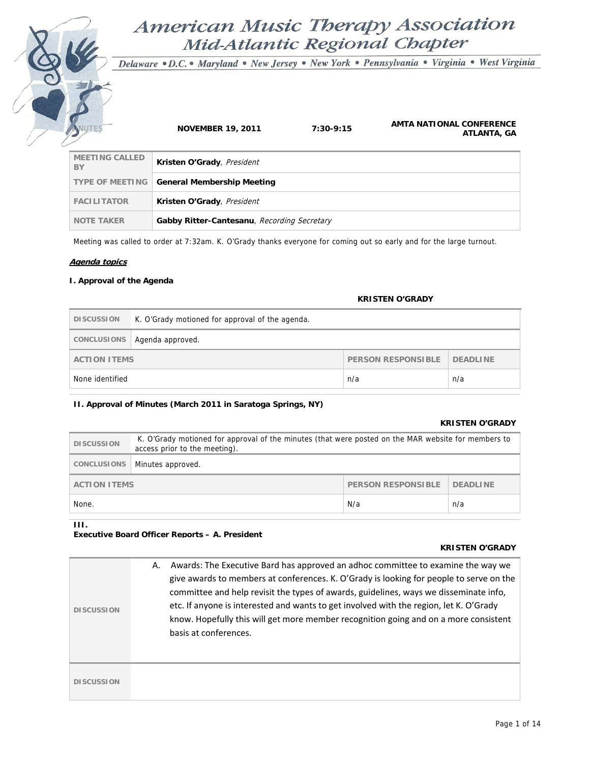# American Music Therapy Association
## Mid-Atlantic Regional Chapter

*Delaware • D.C. • Maryland • New Jersey • New York • Pennsylvania • Virginia • West Virginia*

MINUTES | **NOVEMBER 19, 2011** | **7:30-9:15** | **AMTA NATIONAL CONFERENCE ATLANTA, GA**

| | |
|---|---|
| MEETING CALLED BY | **Kristen O'Grady**, *President* |
| TYPE OF MEETING | **General Membership Meeting** |
| FACILITATOR | **Kristen O'Grady**, *President* |
| NOTE TAKER | **Gabby Ritter-Cantesanu**, *Recording Secretary* |

Meeting was called to order at 7:32am. K. O'Grady thanks everyone for coming out so early and for the large turnout.

***Agenda topics***

**I. Approval of the Agenda**

**KRISTEN O'GRADY**

| | |
|---|---|
| DISCUSSION | K. O'Grady motioned for approval of the agenda. |
| CONCLUSIONS | Agenda approved. |

| ACTION ITEMS | PERSON RESPONSIBLE | DEADLINE |
|---|---|---|
| None identified | n/a | n/a |

**II. Approval of Minutes (March 2011 in Saratoga Springs, NY)**

**KRISTEN O'GRADY**

| | |
|---|---|
| DISCUSSION | K. O'Grady motioned for approval of the minutes (that were posted on the MAR website for members to access prior to the meeting). |
| CONCLUSIONS | Minutes approved. |

| ACTION ITEMS | PERSON RESPONSIBLE | DEADLINE |
|---|---|---|
| None. | N/a | n/a |

**III. Executive Board Officer Reports – A. President**

**KRISTEN O'GRADY**

| | |
|---|---|
| DISCUSSION | A. Awards: The Executive Bard has approved an adhoc committee to examine the way we give awards to members at conferences. K. O'Grady is looking for people to serve on the committee and help revisit the types of awards, guidelines, ways we disseminate info, etc. If anyone is interested and wants to get involved with the region, let K. O'Grady know. Hopefully this will get more member recognition going and on a more consistent basis at conferences. |
| DISCUSSION | |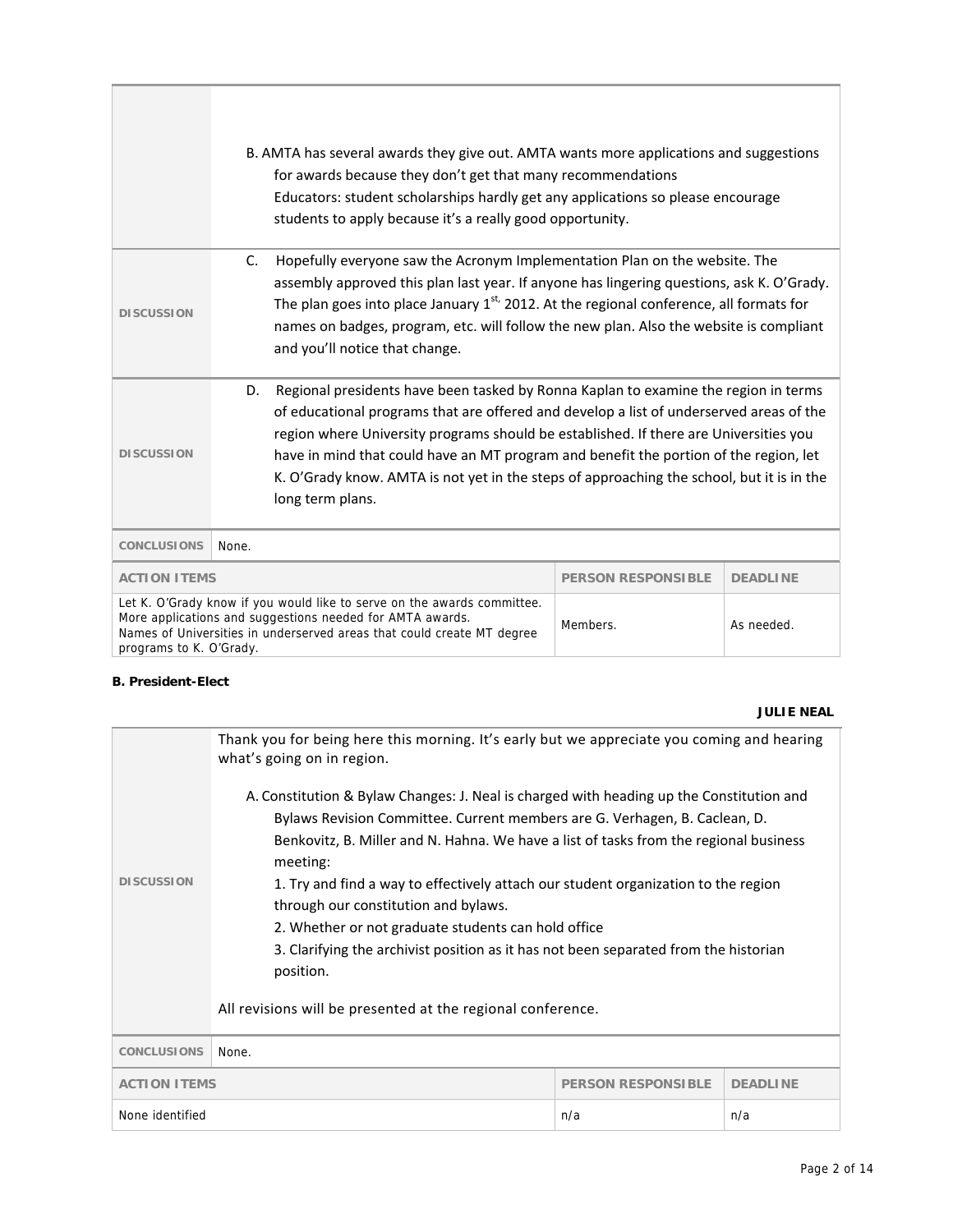| | |
|---|---|
| | B. AMTA has several awards they give out. AMTA wants more applications and suggestions for awards because they don't get that many recommendations<br>Educators: student scholarships hardly get any applications so please encourage students to apply because it's a really good opportunity. |
| **DISCUSSION** | C. Hopefully everyone saw the Acronym Implementation Plan on the website. The assembly approved this plan last year. If anyone has lingering questions, ask K. O'Grady. The plan goes into place January 1st, 2012. At the regional conference, all formats for names on badges, program, etc. will follow the new plan. Also the website is compliant and you'll notice that change. |
| **DISCUSSION** | D. Regional presidents have been tasked by Ronna Kaplan to examine the region in terms of educational programs that are offered and develop a list of underserved areas of the region where University programs should be established. If there are Universities you have in mind that could have an MT program and benefit the portion of the region, let K. O'Grady know. AMTA is not yet in the steps of approaching the school, but it is in the long term plans. |
| **CONCLUSIONS** | None. |

| ACTION ITEMS | PERSON RESPONSIBLE | DEADLINE |
|---|---|---|
| Let K. O'Grady know if you would like to serve on the awards committee.<br>More applications and suggestions needed for AMTA awards.<br>Names of Universities in underserved areas that could create MT degree programs to K. O'Grady. | Members. | As needed. |

**B. President-Elect**

**JULIE NEAL**

| | |
|---|---|
| **DISCUSSION** | Thank you for being here this morning. It's early but we appreciate you coming and hearing what's going on in region.<br><br>A. Constitution & Bylaw Changes: J. Neal is charged with heading up the Constitution and Bylaws Revision Committee. Current members are G. Verhagen, B. Caclean, D. Benkovitz, B. Miller and N. Hahna. We have a list of tasks from the regional business meeting:<br>1. Try and find a way to effectively attach our student organization to the region through our constitution and bylaws.<br>2. Whether or not graduate students can hold office<br>3. Clarifying the archivist position as it has not been separated from the historian position.<br><br>All revisions will be presented at the regional conference. |
| **CONCLUSIONS** | None. |

| ACTION ITEMS | PERSON RESPONSIBLE | DEADLINE |
|---|---|---|
| None identified | n/a | n/a |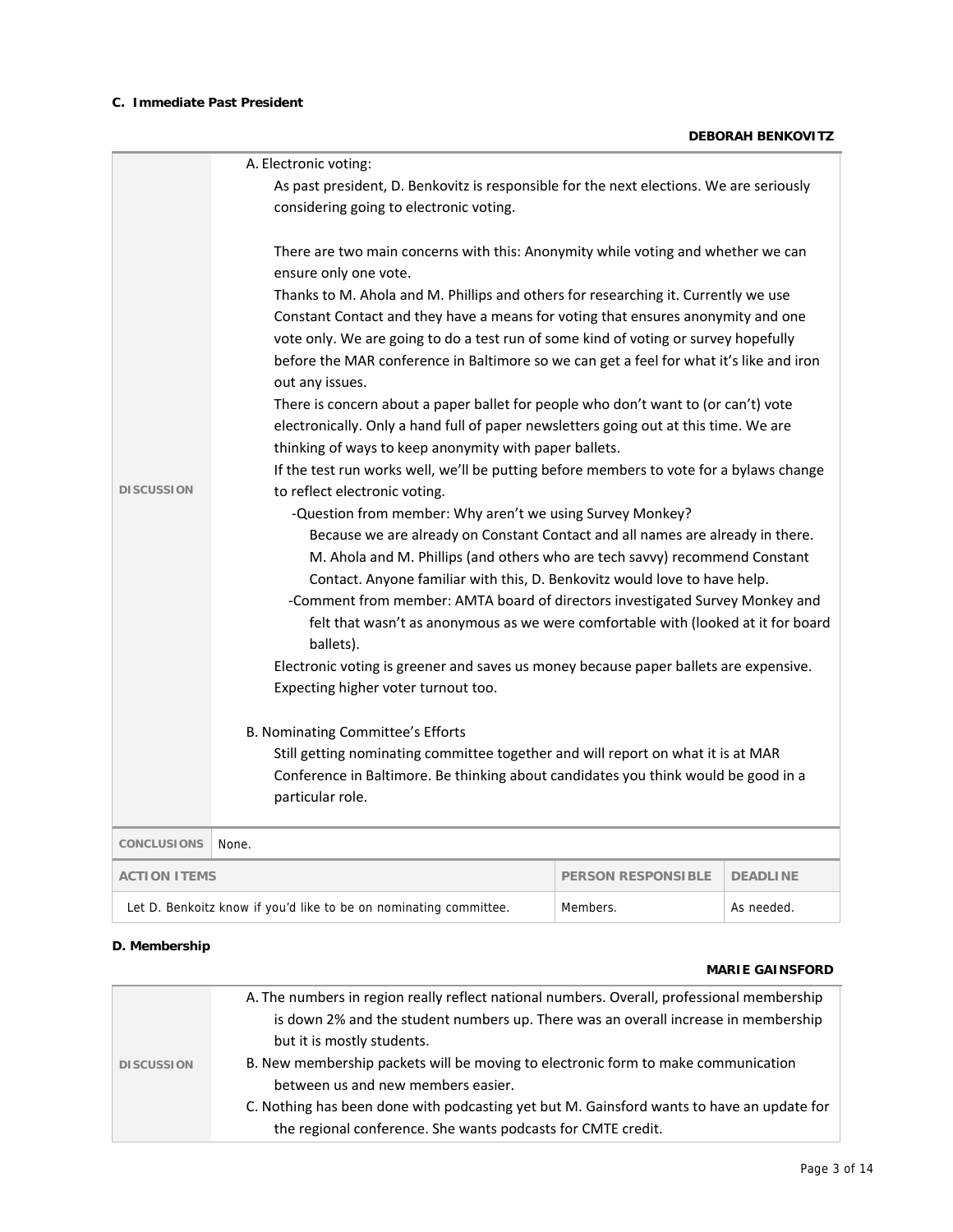**C. Immediate Past President**

**DEBORAH BENKOVITZ**

**DISCUSSION**

A. Electronic voting:

As past president, D. Benkovitz is responsible for the next elections. We are seriously considering going to electronic voting.

There are two main concerns with this: Anonymity while voting and whether we can ensure only one vote.

Thanks to M. Ahola and M. Phillips and others for researching it. Currently we use Constant Contact and they have a means for voting that ensures anonymity and one vote only. We are going to do a test run of some kind of voting or survey hopefully before the MAR conference in Baltimore so we can get a feel for what it's like and iron out any issues.

There is concern about a paper ballet for people who don't want to (or can't) vote electronically. Only a hand full of paper newsletters going out at this time. We are thinking of ways to keep anonymity with paper ballets.

If the test run works well, we'll be putting before members to vote for a bylaws change to reflect electronic voting.

-Question from member: Why aren't we using Survey Monkey?

Because we are already on Constant Contact and all names are already in there. M. Ahola and M. Phillips (and others who are tech savvy) recommend Constant Contact. Anyone familiar with this, D. Benkovitz would love to have help.

-Comment from member: AMTA board of directors investigated Survey Monkey and felt that wasn't as anonymous as we were comfortable with (looked at it for board ballets).

Electronic voting is greener and saves us money because paper ballets are expensive. Expecting higher voter turnout too.

B. Nominating Committee's Efforts

Still getting nominating committee together and will report on what it is at MAR Conference in Baltimore. Be thinking about candidates you think would be good in a particular role.

**CONCLUSIONS** None.

| ACTION ITEMS | PERSON RESPONSIBLE | DEADLINE |
| --- | --- | --- |
| Let D. Benkoitz know if you'd like to be on nominating committee. | Members. | As needed. |

**D. Membership**

**MARIE GAINSFORD**

**DISCUSSION**

A. The numbers in region really reflect national numbers. Overall, professional membership is down 2% and the student numbers up. There was an overall increase in membership but it is mostly students.

B. New membership packets will be moving to electronic form to make communication between us and new members easier.

C. Nothing has been done with podcasting yet but M. Gainsford wants to have an update for the regional conference. She wants podcasts for CMTE credit.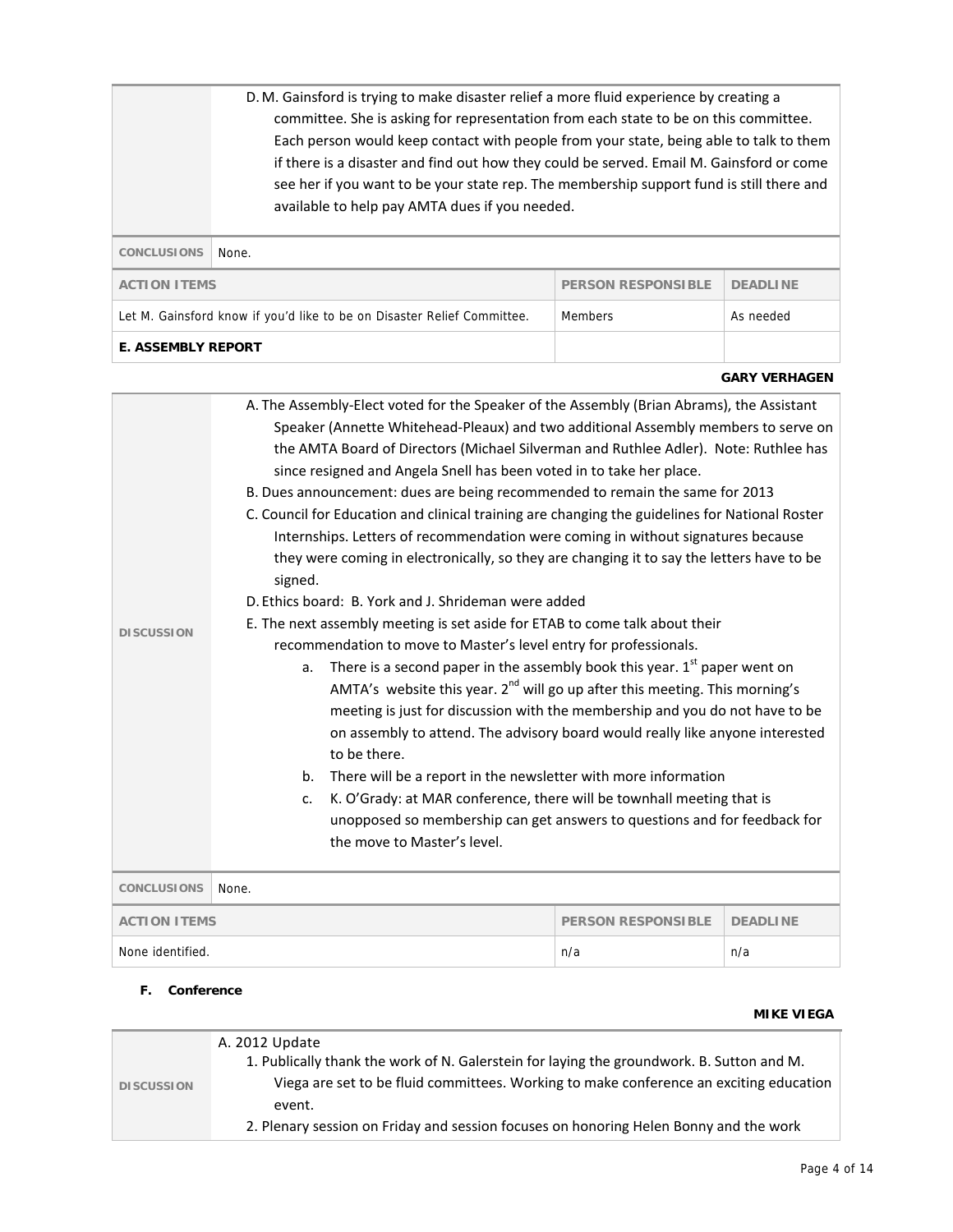| | |
|---|---|
| | D. M. Gainsford is trying to make disaster relief a more fluid experience by creating a committee. She is asking for representation from each state to be on this committee. Each person would keep contact with people from your state, being able to talk to them if there is a disaster and find out how they could be served. Email M. Gainsford or come see her if you want to be your state rep. The membership support fund is still there and available to help pay AMTA dues if you needed. |
| **CONCLUSIONS** | None. |

| ACTION ITEMS | PERSON RESPONSIBLE | DEADLINE |
|---|---|---|
| Let M. Gainsford know if you'd like to be on Disaster Relief Committee. | Members | As needed |

**E. ASSEMBLY REPORT**

**GARY VERHAGEN**

**DISCUSSION**

A. The Assembly-Elect voted for the Speaker of the Assembly (Brian Abrams), the Assistant Speaker (Annette Whitehead-Pleaux) and two additional Assembly members to serve on the AMTA Board of Directors (Michael Silverman and Ruthlee Adler). Note: Ruthlee has since resigned and Angela Snell has been voted in to take her place.

B. Dues announcement: dues are being recommended to remain the same for 2013

C. Council for Education and clinical training are changing the guidelines for National Roster Internships. Letters of recommendation were coming in without signatures because they were coming in electronically, so they are changing it to say the letters have to be signed.

D. Ethics board: B. York and J. Shrideman were added

E. The next assembly meeting is set aside for ETAB to come talk about their recommendation to move to Master's level entry for professionals.

  a. There is a second paper in the assembly book this year. 1st paper went on AMTA's website this year. 2nd will go up after this meeting. This morning's meeting is just for discussion with the membership and you do not have to be on assembly to attend. The advisory board would really like anyone interested to be there.

  b. There will be a report in the newsletter with more information

  c. K. O'Grady: at MAR conference, there will be townhall meeting that is unopposed so membership can get answers to questions and for feedback for the move to Master's level.

**CONCLUSIONS** None.

| ACTION ITEMS | PERSON RESPONSIBLE | DEADLINE |
|---|---|---|
| None identified. | n/a | n/a |

**F. Conference**

**MIKE VIEGA**

**DISCUSSION**

A. 2012 Update

1. Publically thank the work of N. Galerstein for laying the groundwork. B. Sutton and M. Viega are set to be fluid committees. Working to make conference an exciting education event.

2. Plenary session on Friday and session focuses on honoring Helen Bonny and the work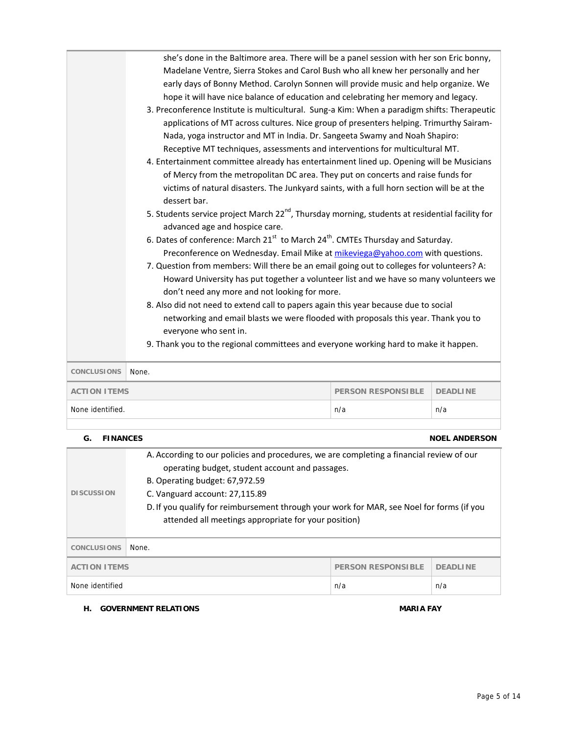| | |
|---|---|
| | she's done in the Baltimore area. There will be a panel session with her son Eric bonny, Madelane Ventre, Sierra Stokes and Carol Bush who all knew her personally and her early days of Bonny Method. Carolyn Sonnen will provide music and help organize. We hope it will have nice balance of education and celebrating her memory and legacy.<br>3. Preconference Institute is multicultural. Sung-a Kim: When a paradigm shifts: Therapeutic applications of MT across cultures. Nice group of presenters helping. Trimurthy Sairam-Nada, yoga instructor and MT in India. Dr. Sangeeta Swamy and Noah Shapiro: Receptive MT techniques, assessments and interventions for multicultural MT.<br>4. Entertainment committee already has entertainment lined up. Opening will be Musicians of Mercy from the metropolitan DC area. They put on concerts and raise funds for victims of natural disasters. The Junkyard saints, with a full horn section will be at the dessert bar.<br>5. Students service project March 22nd, Thursday morning, students at residential facility for advanced age and hospice care.<br>6. Dates of conference: March 21st to March 24th. CMTEs Thursday and Saturday. Preconference on Wednesday. Email Mike at mikeviega@yahoo.com with questions.<br>7. Question from members: Will there be an email going out to colleges for volunteers? A: Howard University has put together a volunteer list and we have so many volunteers we don't need any more and not looking for more.<br>8. Also did not need to extend call to papers again this year because due to social networking and email blasts we were flooded with proposals this year. Thank you to everyone who sent in.<br>9. Thank you to the regional committees and everyone working hard to make it happen. |
| **CONCLUSIONS** | None. |

| ACTION ITEMS | PERSON RESPONSIBLE | DEADLINE |
|---|---|---|
| None identified. | n/a | n/a |

### G. FINANCES — NOEL ANDERSON

| | |
|---|---|
| **DISCUSSION** | A. According to our policies and procedures, we are completing a financial review of our operating budget, student account and passages.<br>B. Operating budget: 67,972.59<br>C. Vanguard account: 27,115.89<br>D. If you qualify for reimbursement through your work for MAR, see Noel for forms (if you attended all meetings appropriate for your position) |
| **CONCLUSIONS** | None. |

| ACTION ITEMS | PERSON RESPONSIBLE | DEADLINE |
|---|---|---|
| None identified | n/a | n/a |

### H. GOVERNMENT RELATIONS — MARIA FAY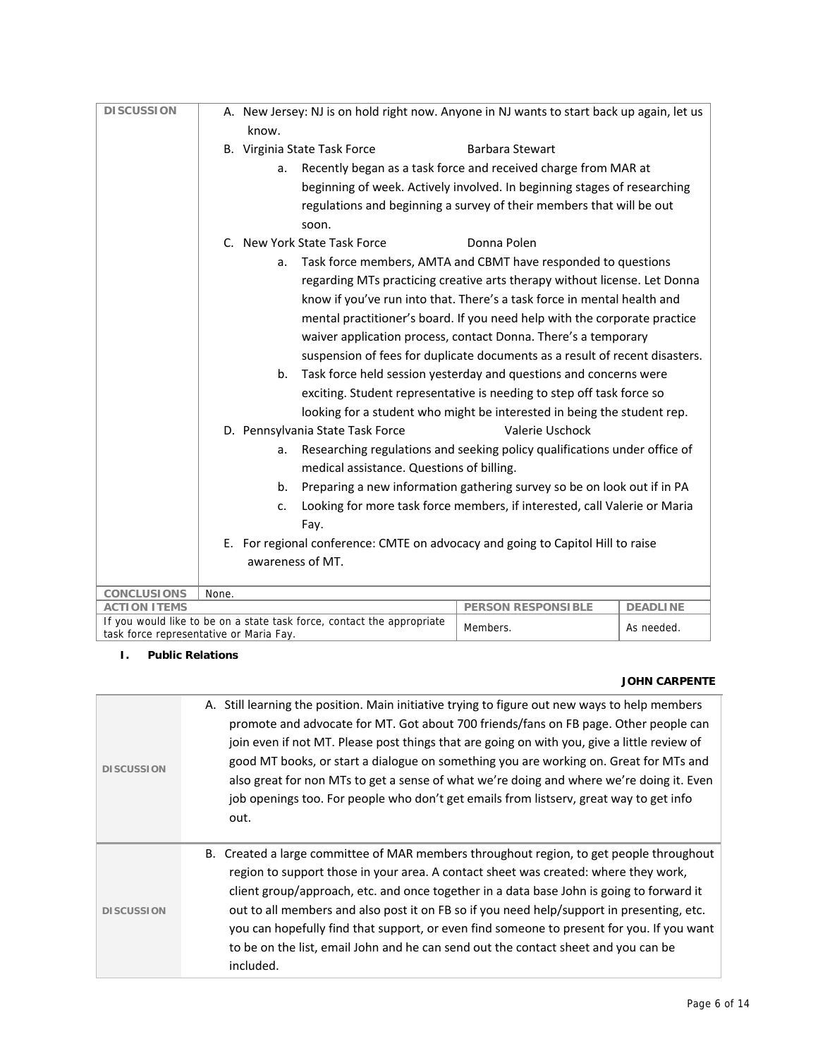| DISCUSSION | A. New Jersey: NJ is on hold right now. Anyone in NJ wants to start back up again, let us know.<br>B. Virginia State Task Force — Barbara Stewart<br>a. Recently began as a task force and received charge from MAR at beginning of week. Actively involved. In beginning stages of researching regulations and beginning a survey of their members that will be out soon.<br>C. New York State Task Force — Donna Polen<br>a. Task force members, AMTA and CBMT have responded to questions regarding MTs practicing creative arts therapy without license. Let Donna know if you've run into that. There's a task force in mental health and mental practitioner's board. If you need help with the corporate practice waiver application process, contact Donna. There's a temporary suspension of fees for duplicate documents as a result of recent disasters.<br>b. Task force held session yesterday and questions and concerns were exciting. Student representative is needing to step off task force so looking for a student who might be interested in being the student rep.<br>D. Pennsylvania State Task Force — Valerie Uschock<br>a. Researching regulations and seeking policy qualifications under office of medical assistance. Questions of billing.<br>b. Preparing a new information gathering survey so be on look out if in PA<br>c. Looking for more task force members, if interested, call Valerie or Maria Fay.<br>E. For regional conference: CMTE on advocacy and going to Capitol Hill to raise awareness of MT. | | |
|---|---|---|
| **CONCLUSIONS** | None. | |
| **ACTION ITEMS** | **PERSON RESPONSIBLE** | **DEADLINE** |
| If you would like to be on a state task force, contact the appropriate task force representative or Maria Fay. | Members. | As needed. |

**I. Public Relations**

**JOHN CARPENTE**

| DISCUSSION | A. Still learning the position. Main initiative trying to figure out new ways to help members promote and advocate for MT. Got about 700 friends/fans on FB page. Other people can join even if not MT. Please post things that are going on with you, give a little review of good MT books, or start a dialogue on something you are working on. Great for MTs and also great for non MTs to get a sense of what we're doing and where we're doing it. Even job openings too. For people who don't get emails from listserv, great way to get info out. |
|---|---|
| DISCUSSION | B. Created a large committee of MAR members throughout region, to get people throughout region to support those in your area. A contact sheet was created: where they work, client group/approach, etc. and once together in a data base John is going to forward it out to all members and also post it on FB so if you need help/support in presenting, etc. you can hopefully find that support, or even find someone to present for you. If you want to be on the list, email John and he can send out the contact sheet and you can be included. |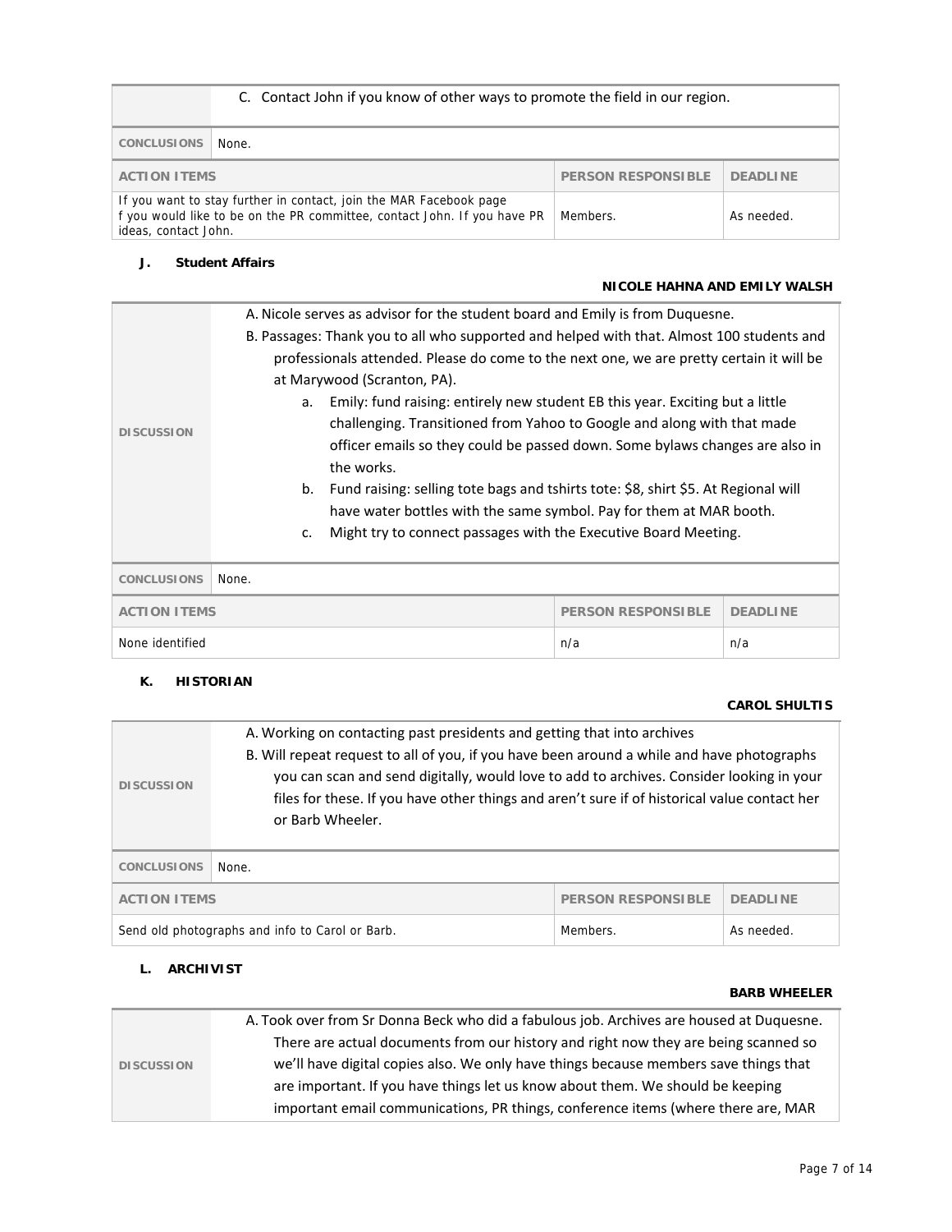| | C. Contact John if you know of other ways to promote the field in our region. | |
|---|---|---|
| **CONCLUSIONS** | None. | |

| ACTION ITEMS | PERSON RESPONSIBLE | DEADLINE |
|---|---|---|
| If you want to stay further in contact, join the MAR Facebook page f you would like to be on the PR committee, contact John. If you have PR ideas, contact John. | Members. | As needed. |

### J. Student Affairs

**NICOLE HAHNA AND EMILY WALSH**

| | |
|---|---|
| **DISCUSSION** | A. Nicole serves as advisor for the student board and Emily is from Duquesne.<br>B. Passages: Thank you to all who supported and helped with that. Almost 100 students and professionals attended. Please do come to the next one, we are pretty certain it will be at Marywood (Scranton, PA).<br>a. Emily: fund raising: entirely new student EB this year. Exciting but a little challenging. Transitioned from Yahoo to Google and along with that made officer emails so they could be passed down. Some bylaws changes are also in the works.<br>b. Fund raising: selling tote bags and tshirts tote: $8, shirt $5. At Regional will have water bottles with the same symbol. Pay for them at MAR booth.<br>c. Might try to connect passages with the Executive Board Meeting. |
| **CONCLUSIONS** | None. |

| ACTION ITEMS | PERSON RESPONSIBLE | DEADLINE |
|---|---|---|
| None identified | n/a | n/a |

### K. HISTORIAN

**CAROL SHULTIS**

| | |
|---|---|
| **DISCUSSION** | A. Working on contacting past presidents and getting that into archives<br>B. Will repeat request to all of you, if you have been around a while and have photographs you can scan and send digitally, would love to add to archives. Consider looking in your files for these. If you have other things and aren't sure if of historical value contact her or Barb Wheeler. |
| **CONCLUSIONS** | None. |

| ACTION ITEMS | PERSON RESPONSIBLE | DEADLINE |
|---|---|---|
| Send old photographs and info to Carol or Barb. | Members. | As needed. |

### L. ARCHIVIST

**BARB WHEELER**

| | |
|---|---|
| **DISCUSSION** | A. Took over from Sr Donna Beck who did a fabulous job. Archives are housed at Duquesne. There are actual documents from our history and right now they are being scanned so we'll have digital copies also. We only have things because members save things that are important. If you have things let us know about them. We should be keeping important email communications, PR things, conference items (where there are, MAR |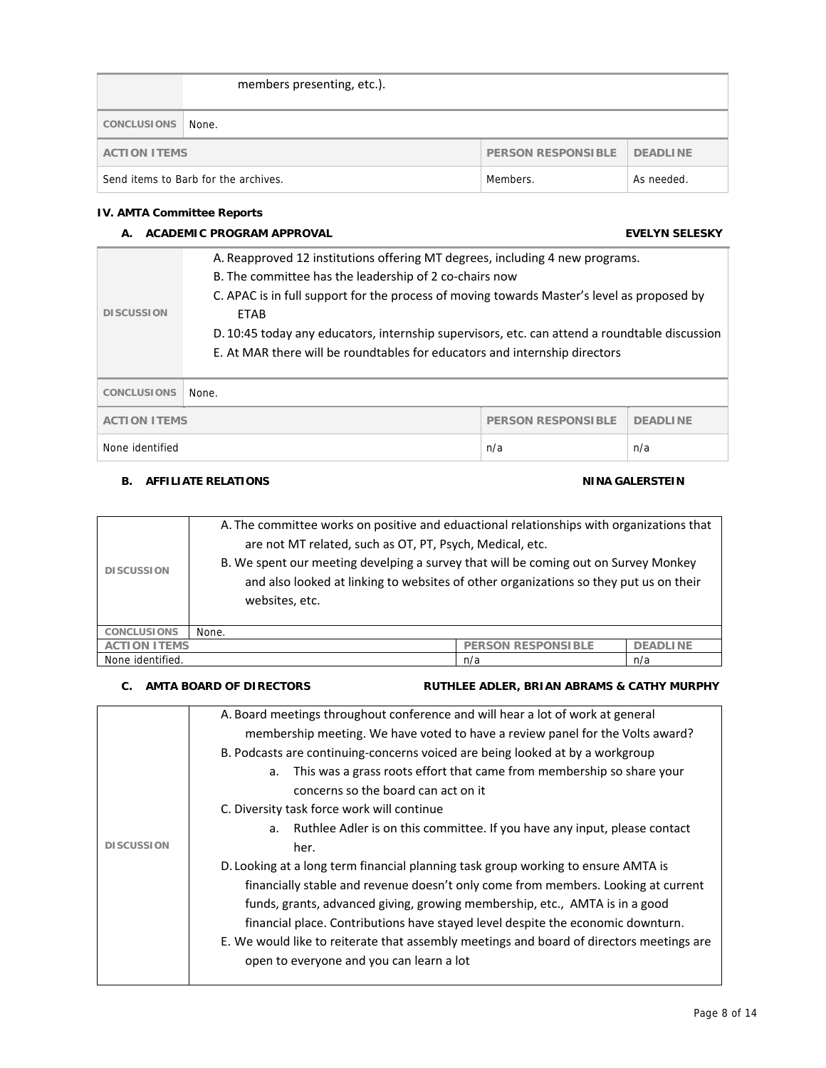| | |
|---|---|
| | members presenting, etc.). |
| **CONCLUSIONS** | None. |

| ACTION ITEMS | PERSON RESPONSIBLE | DEADLINE |
|---|---|---|
| Send items to Barb for the archives. | Members. | As needed. |

### IV. AMTA Committee Reports

#### A. ACADEMIC PROGRAM APPROVAL — EVELYN SELESKY

| | |
|---|---|
| **DISCUSSION** | A. Reapproved 12 institutions offering MT degrees, including 4 new programs.<br>B. The committee has the leadership of 2 co-chairs now<br>C. APAC is in full support for the process of moving towards Master's level as proposed by ETAB<br>D. 10:45 today any educators, internship supervisors, etc. can attend a roundtable discussion<br>E. At MAR there will be roundtables for educators and internship directors |
| **CONCLUSIONS** | None. |

| ACTION ITEMS | PERSON RESPONSIBLE | DEADLINE |
|---|---|---|
| None identified | n/a | n/a |

#### B. AFFILIATE RELATIONS — NINA GALERSTEIN

| | |
|---|---|
| **DISCUSSION** | A. The committee works on positive and eduactional relationships with organizations that are not MT related, such as OT, PT, Psych, Medical, etc.<br>B. We spent our meeting develping a survey that will be coming out on Survey Monkey and also looked at linking to websites of other organizations so they put us on their websites, etc. |
| **CONCLUSIONS** | None. |

| ACTION ITEMS | PERSON RESPONSIBLE | DEADLINE |
|---|---|---|
| None identified. | n/a | n/a |

#### C. AMTA BOARD OF DIRECTORS — RUTHLEE ADLER, BRIAN ABRAMS & CATHY MURPHY

| | |
|---|---|
| **DISCUSSION** | A. Board meetings throughout conference and will hear a lot of work at general membership meeting. We have voted to have a review panel for the Volts award?<br>B. Podcasts are continuing-concerns voiced are being looked at by a workgroup<br>&nbsp;&nbsp;&nbsp;&nbsp;a. This was a grass roots effort that came from membership so share your concerns so the board can act on it<br>C. Diversity task force work will continue<br>&nbsp;&nbsp;&nbsp;&nbsp;a. Ruthlee Adler is on this committee. If you have any input, please contact her.<br>D. Looking at a long term financial planning task group working to ensure AMTA is financially stable and revenue doesn't only come from members. Looking at current funds, grants, advanced giving, growing membership, etc., AMTA is in a good financial place. Contributions have stayed level despite the economic downturn.<br>E. We would like to reiterate that assembly meetings and board of directors meetings are open to everyone and you can learn a lot |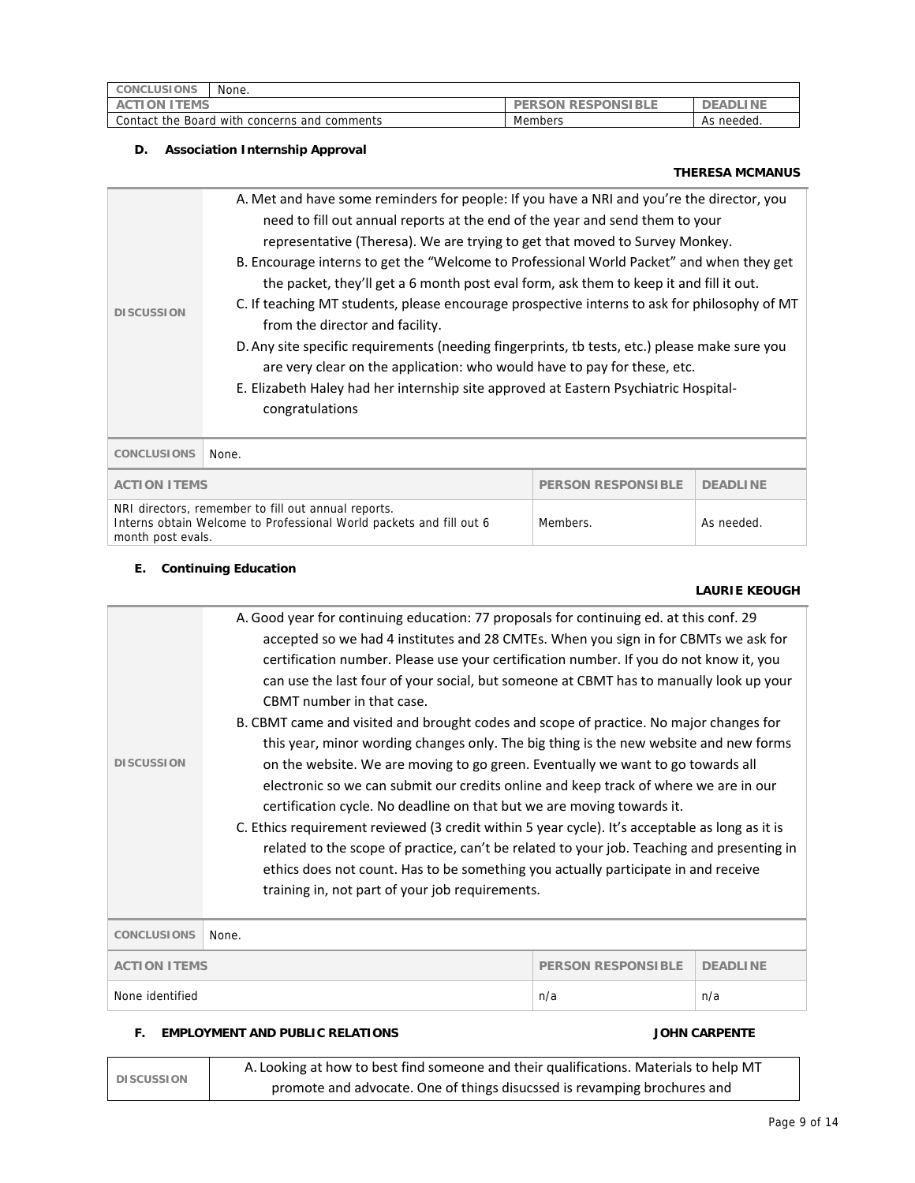| CONCLUSIONS | None. | | |
|---|---|---|---|
| ACTION ITEMS | | PERSON RESPONSIBLE | DEADLINE |
| Contact the Board with concerns and comments | | Members | As needed. |

### D. Association Internship Approval

**THERESA MCMANUS**

| DISCUSSION | A. Met and have some reminders for people: If you have a NRI and you're the director, you need to fill out annual reports at the end of the year and send them to your representative (Theresa). We are trying to get that moved to Survey Monkey.<br>B. Encourage interns to get the "Welcome to Professional World Packet" and when they get the packet, they'll get a 6 month post eval form, ask them to keep it and fill it out.<br>C. If teaching MT students, please encourage prospective interns to ask for philosophy of MT from the director and facility.<br>D. Any site specific requirements (needing fingerprints, tb tests, etc.) please make sure you are very clear on the application: who would have to pay for these, etc.<br>E. Elizabeth Haley had her internship site approved at Eastern Psychiatric Hospital- congratulations | | |
|---|---|---|---|
| CONCLUSIONS | None. | | |
| ACTION ITEMS | | PERSON RESPONSIBLE | DEADLINE |
| NRI directors, remember to fill out annual reports.<br>Interns obtain Welcome to Professional World packets and fill out 6 month post evals. | | Members. | As needed. |

### E. Continuing Education

**LAURIE KEOUGH**

| DISCUSSION | A. Good year for continuing education: 77 proposals for continuing ed. at this conf. 29 accepted so we had 4 institutes and 28 CMTEs. When you sign in for CBMTs we ask for certification number. Please use your certification number. If you do not know it, you can use the last four of your social, but someone at CBMT has to manually look up your CBMT number in that case.<br>B. CBMT came and visited and brought codes and scope of practice. No major changes for this year, minor wording changes only. The big thing is the new website and new forms on the website. We are moving to go green. Eventually we want to go towards all electronic so we can submit our credits online and keep track of where we are in our certification cycle. No deadline on that but we are moving towards it.<br>C. Ethics requirement reviewed (3 credit within 5 year cycle). It's acceptable as long as it is related to the scope of practice, can't be related to your job. Teaching and presenting in ethics does not count. Has to be something you actually participate in and receive training in, not part of your job requirements. | | |
|---|---|---|---|
| CONCLUSIONS | None. | | |
| ACTION ITEMS | | PERSON RESPONSIBLE | DEADLINE |
| None identified | | n/a | n/a |

### F. EMPLOYMENT AND PUBLIC RELATIONS

**JOHN CARPENTE**

| DISCUSSION | A. Looking at how to best find someone and their qualifications. Materials to help MT promote and advocate. One of things disucssed is revamping brochures and |
|---|---|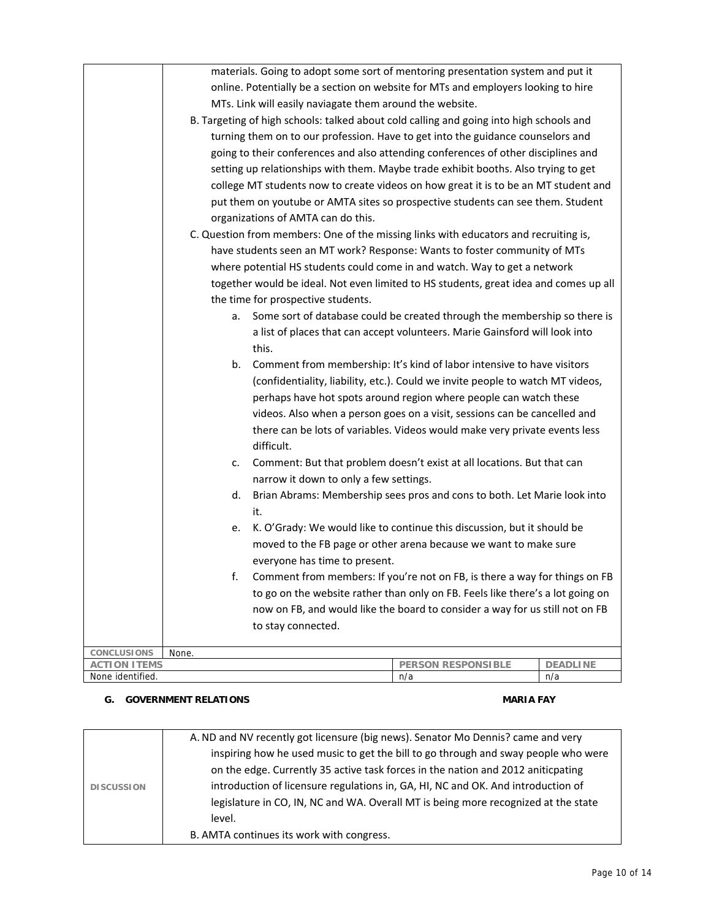| | materials. Going to adopt some sort of mentoring presentation system and put it online. Potentially be a section on website for MTs and employers looking to hire MTs. Link will easily naviagate them around the website.<br>B. Targeting of high schools: talked about cold calling and going into high schools and turning them on to our profession. Have to get into the guidance counselors and going to their conferences and also attending conferences of other disciplines and setting up relationships with them. Maybe trade exhibit booths. Also trying to get college MT students now to create videos on how great it is to be an MT student and put them on youtube or AMTA sites so prospective students can see them. Student organizations of AMTA can do this.<br>C. Question from members: One of the missing links with educators and recruiting is, have students seen an MT work? Response: Wants to foster community of MTs where potential HS students could come in and watch. Way to get a network together would be ideal. Not even limited to HS students, great idea and comes up all the time for prospective students.<br>a. Some sort of database could be created through the membership so there is a list of places that can accept volunteers. Marie Gainsford will look into this.<br>b. Comment from membership: It's kind of labor intensive to have visitors (confidentiality, liability, etc.). Could we invite people to watch MT videos, perhaps have hot spots around region where people can watch these videos. Also when a person goes on a visit, sessions can be cancelled and there can be lots of variables. Videos would make very private events less difficult.<br>c. Comment: But that problem doesn't exist at all locations. But that can narrow it down to only a few settings.<br>d. Brian Abrams: Membership sees pros and cons to both. Let Marie look into it.<br>e. K. O'Grady: We would like to continue this discussion, but it should be moved to the FB page or other arena because we want to make sure everyone has time to present.<br>f. Comment from members: If you're not on FB, is there a way for things on FB to go on the website rather than only on FB. Feels like there's a lot going on now on FB, and would like the board to consider a way for us still not on FB to stay connected. | | |
|---|---|---|---|
| **CONCLUSIONS** | None. | | |
| **ACTION ITEMS** | | **PERSON RESPONSIBLE** | **DEADLINE** |
| None identified. | | n/a | n/a |

**G. GOVERNMENT RELATIONS** **MARIA FAY**

| **DISCUSSION** | A. ND and NV recently got licensure (big news). Senator Mo Dennis? came and very inspiring how he used music to get the bill to go through and sway people who were on the edge. Currently 35 active task forces in the nation and 2012 aniticpating introduction of licensure regulations in, GA, HI, NC and OK. And introduction of legislature in CO, IN, NC and WA. Overall MT is being more recognized at the state level.<br>B. AMTA continues its work with congress. |
|---|---|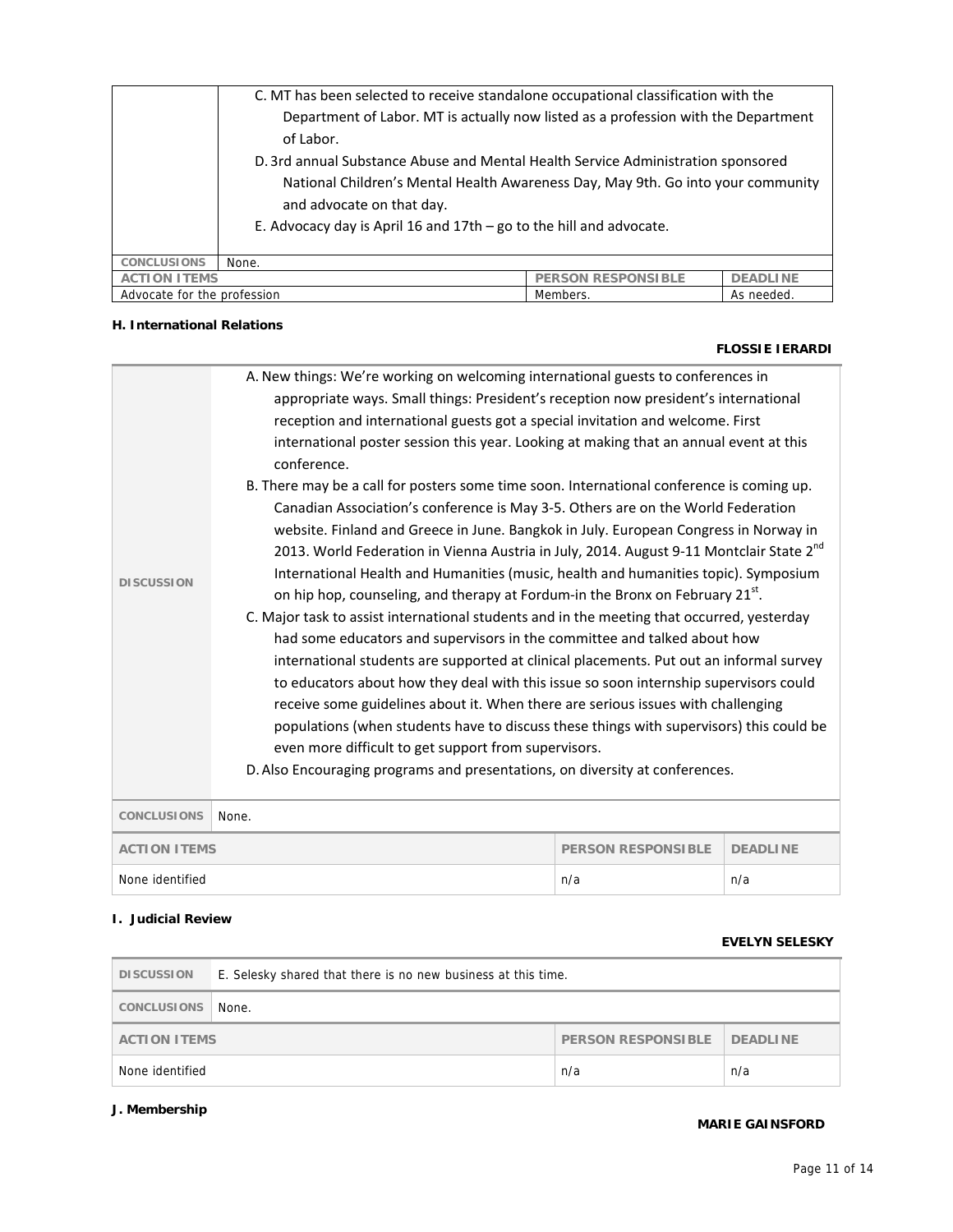| | |
|---|---|
| | C. MT has been selected to receive standalone occupational classification with the Department of Labor. MT is actually now listed as a profession with the Department of Labor.<br>D. 3rd annual Substance Abuse and Mental Health Service Administration sponsored National Children's Mental Health Awareness Day, May 9th. Go into your community and advocate on that day.<br>E. Advocacy day is April 16 and 17th – go to the hill and advocate. |
| **CONCLUSIONS** | None. |

| ACTION ITEMS | PERSON RESPONSIBLE | DEADLINE |
|---|---|---|
| Advocate for the profession | Members. | As needed. |

**H. International Relations**

**FLOSSIE IERARDI**

| | |
|---|---|
| **DISCUSSION** | A. New things: We're working on welcoming international guests to conferences in appropriate ways. Small things: President's reception now president's international reception and international guests got a special invitation and welcome. First international poster session this year. Looking at making that an annual event at this conference.<br>B. There may be a call for posters some time soon. International conference is coming up. Canadian Association's conference is May 3-5. Others are on the World Federation website. Finland and Greece in June. Bangkok in July. European Congress in Norway in 2013. World Federation in Vienna Austria in July, 2014. August 9-11 Montclair State 2nd International Health and Humanities (music, health and humanities topic). Symposium on hip hop, counseling, and therapy at Fordum-in the Bronx on February 21st.<br>C. Major task to assist international students and in the meeting that occurred, yesterday had some educators and supervisors in the committee and talked about how international students are supported at clinical placements. Put out an informal survey to educators about how they deal with this issue so soon internship supervisors could receive some guidelines about it. When there are serious issues with challenging populations (when students have to discuss these things with supervisors) this could be even more difficult to get support from supervisors.<br>D. Also Encouraging programs and presentations, on diversity at conferences. |
| **CONCLUSIONS** | None. |

| ACTION ITEMS | PERSON RESPONSIBLE | DEADLINE |
|---|---|---|
| None identified | n/a | n/a |

**I. Judicial Review**

**EVELYN SELESKY**

| | |
|---|---|
| **DISCUSSION** | E. Selesky shared that there is no new business at this time. |
| **CONCLUSIONS** | None. |

| ACTION ITEMS | PERSON RESPONSIBLE | DEADLINE |
|---|---|---|
| None identified | n/a | n/a |

**J. Membership**

**MARIE GAINSFORD**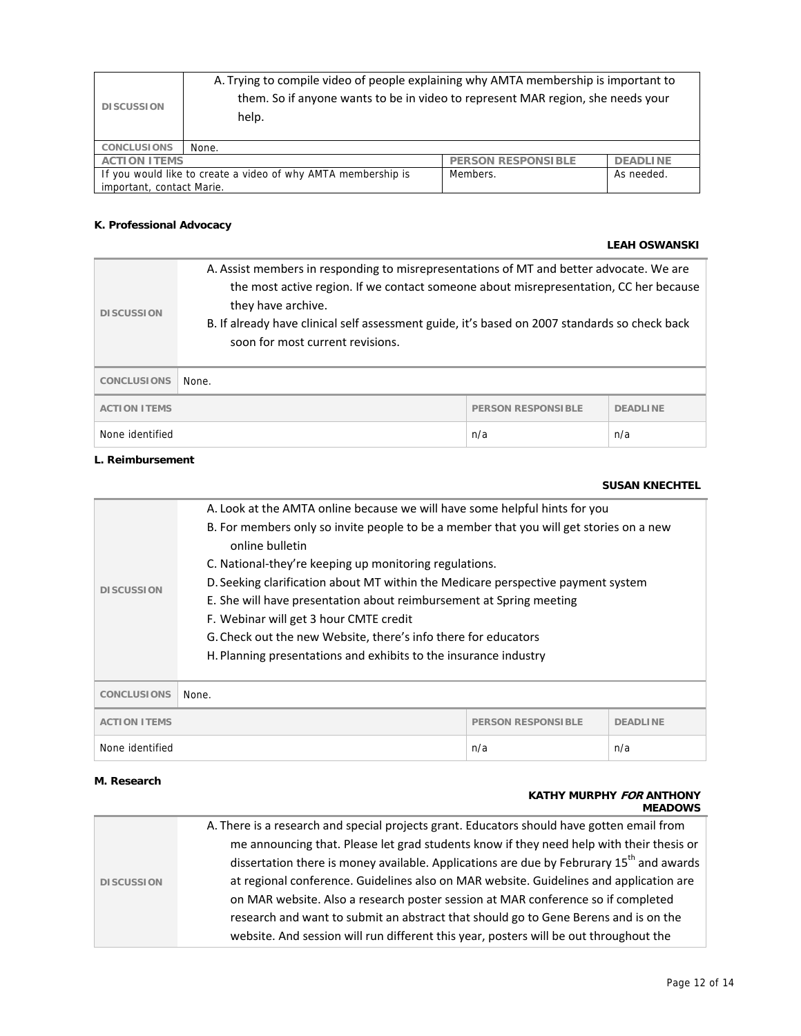| DISCUSSION | A. Trying to compile video of people explaining why AMTA membership is important to them. So if anyone wants to be in video to represent MAR region, she needs your help. | |
|---|---|---|
| CONCLUSIONS | None. | |
| ACTION ITEMS | PERSON RESPONSIBLE | DEADLINE |
| If you would like to create a video of why AMTA membership is important, contact Marie. | Members. | As needed. |

**K. Professional Advocacy**

**LEAH OSWANSKI**

| DISCUSSION | A. Assist members in responding to misrepresentations of MT and better advocate. We are the most active region. If we contact someone about misrepresentation, CC her because they have archive.<br>B. If already have clinical self assessment guide, it's based on 2007 standards so check back soon for most current revisions. | |
|---|---|---|
| CONCLUSIONS | None. | |
| ACTION ITEMS | PERSON RESPONSIBLE | DEADLINE |
| None identified | n/a | n/a |

**L. Reimbursement**

**SUSAN KNECHTEL**

| DISCUSSION | A. Look at the AMTA online because we will have some helpful hints for you<br>B. For members only so invite people to be a member that you will get stories on a new online bulletin<br>C. National-they're keeping up monitoring regulations.<br>D. Seeking clarification about MT within the Medicare perspective payment system<br>E. She will have presentation about reimbursement at Spring meeting<br>F. Webinar will get 3 hour CMTE credit<br>G. Check out the new Website, there's info there for educators<br>H. Planning presentations and exhibits to the insurance industry | |
|---|---|---|
| CONCLUSIONS | None. | |
| ACTION ITEMS | PERSON RESPONSIBLE | DEADLINE |
| None identified | n/a | n/a |

**M. Research**

**KATHY MURPHY *FOR* ANTHONY MEADOWS**

| DISCUSSION | A. There is a research and special projects grant. Educators should have gotten email from me announcing that. Please let grad students know if they need help with their thesis or dissertation there is money available. Applications are due by Februrary 15th and awards at regional conference. Guidelines also on MAR website. Guidelines and application are on MAR website. Also a research poster session at MAR conference so if completed research and want to submit an abstract that should go to Gene Berens and is on the website. And session will run different this year, posters will be out throughout the |
|---|---|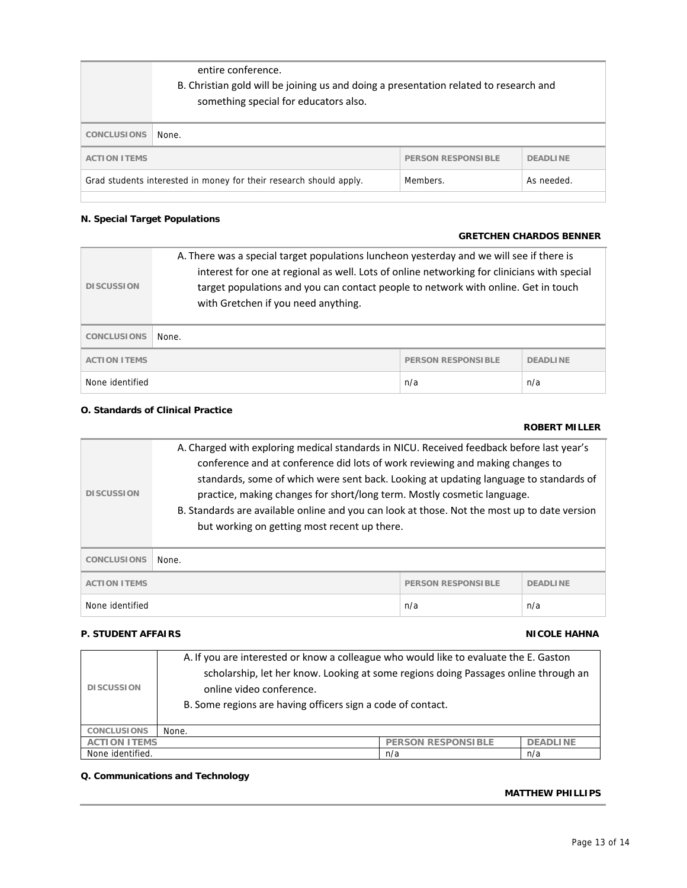| | |
|---|---|
| | entire conference.<br>B. Christian gold will be joining us and doing a presentation related to research and something special for educators also. |
| **CONCLUSIONS** | None. |

| ACTION ITEMS | PERSON RESPONSIBLE | DEADLINE |
|---|---|---|
| Grad students interested in money for their research should apply. | Members. | As needed. |

**N. Special Target Populations**

**GRETCHEN CHARDOS BENNER**

| | |
|---|---|
| **DISCUSSION** | A. There was a special target populations luncheon yesterday and we will see if there is interest for one at regional as well. Lots of online networking for clinicians with special target populations and you can contact people to network with online. Get in touch with Gretchen if you need anything. |
| **CONCLUSIONS** | None. |

| ACTION ITEMS | PERSON RESPONSIBLE | DEADLINE |
|---|---|---|
| None identified | n/a | n/a |

**O. Standards of Clinical Practice**

**ROBERT MILLER**

| | |
|---|---|
| **DISCUSSION** | A. Charged with exploring medical standards in NICU. Received feedback before last year's conference and at conference did lots of work reviewing and making changes to standards, some of which were sent back. Looking at updating language to standards of practice, making changes for short/long term. Mostly cosmetic language.<br>B. Standards are available online and you can look at those. Not the most up to date version but working on getting most recent up there. |
| **CONCLUSIONS** | None. |

| ACTION ITEMS | PERSON RESPONSIBLE | DEADLINE |
|---|---|---|
| None identified | n/a | n/a |

**P. STUDENT AFFAIRS** **NICOLE HAHNA**

| | |
|---|---|
| **DISCUSSION** | A. If you are interested or know a colleague who would like to evaluate the E. Gaston scholarship, let her know. Looking at some regions doing Passages online through an online video conference.<br>B. Some regions are having officers sign a code of contact. |
| **CONCLUSIONS** | None. |

| ACTION ITEMS | PERSON RESPONSIBLE | DEADLINE |
|---|---|---|
| None identified. | n/a | n/a |

**Q. Communications and Technology**

**MATTHEW PHILLIPS**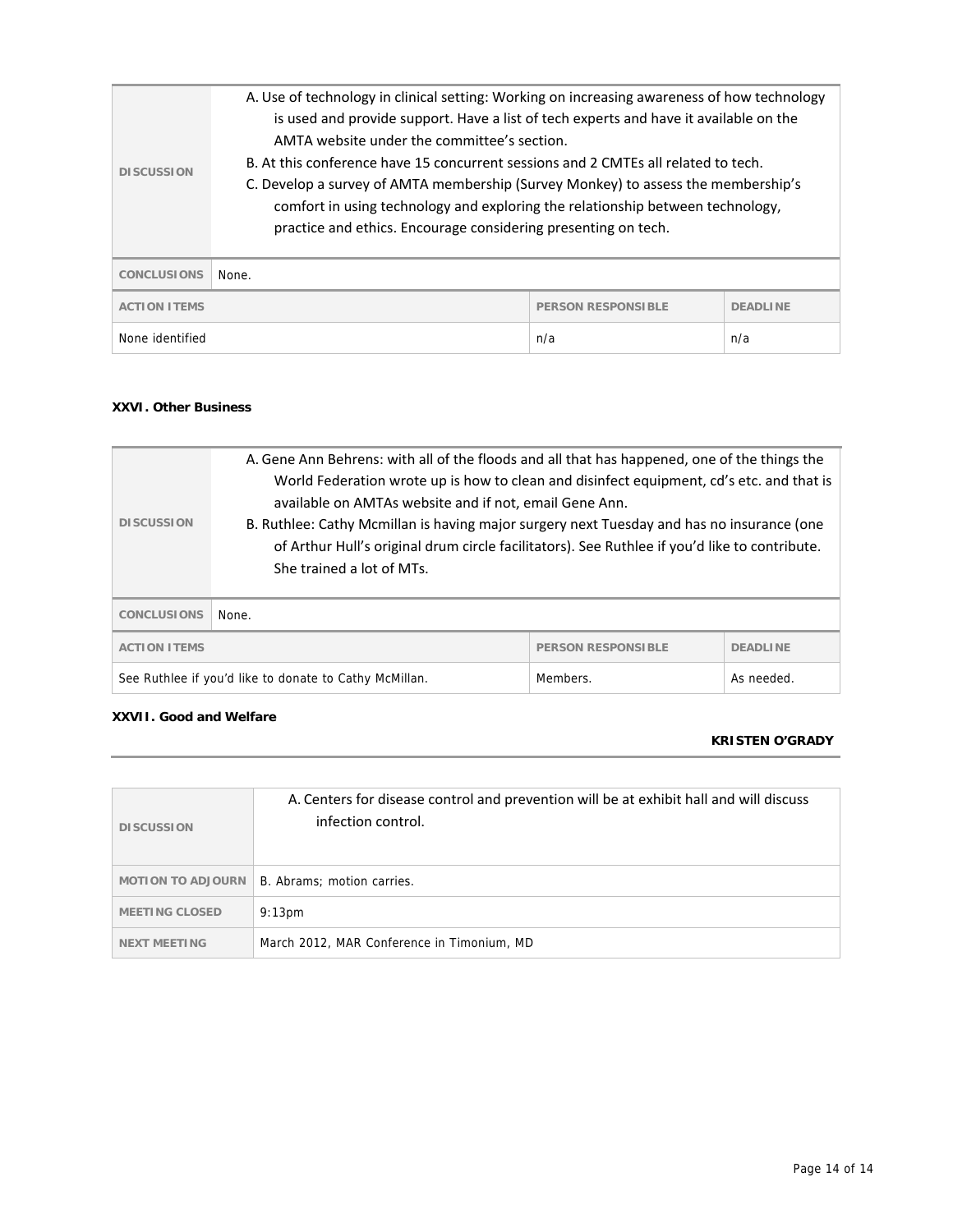| | | | |
|---|---|---|---|
| **DISCUSSION** | A. Use of technology in clinical setting: Working on increasing awareness of how technology is used and provide support. Have a list of tech experts and have it available on the AMTA website under the committee's section.<br>B. At this conference have 15 concurrent sessions and 2 CMTEs all related to tech.<br>C. Develop a survey of AMTA membership (Survey Monkey) to assess the membership's comfort in using technology and exploring the relationship between technology, practice and ethics. Encourage considering presenting on tech. | | |
| **CONCLUSIONS** | None. | | |
| **ACTION ITEMS** | | **PERSON RESPONSIBLE** | **DEADLINE** |
| None identified | | n/a | n/a |

**XXVI. Other Business**

| | | | |
|---|---|---|---|
| **DISCUSSION** | A. Gene Ann Behrens: with all of the floods and all that has happened, one of the things the World Federation wrote up is how to clean and disinfect equipment, cd's etc. and that is available on AMTAs website and if not, email Gene Ann.<br>B. Ruthlee: Cathy Mcmillan is having major surgery next Tuesday and has no insurance (one of Arthur Hull's original drum circle facilitators). See Ruthlee if you'd like to contribute. She trained a lot of MTs. | | |
| **CONCLUSIONS** | None. | | |
| **ACTION ITEMS** | | **PERSON RESPONSIBLE** | **DEADLINE** |
| See Ruthlee if you'd like to donate to Cathy McMillan. | | Members. | As needed. |

**XXVII. Good and Welfare**

**KRISTEN O'GRADY**

| | |
|---|---|
| **DISCUSSION** | A. Centers for disease control and prevention will be at exhibit hall and will discuss infection control. |
| **MOTION TO ADJOURN** | B. Abrams; motion carries. |
| **MEETING CLOSED** | 9:13pm |
| **NEXT MEETING** | March 2012, MAR Conference in Timonium, MD |